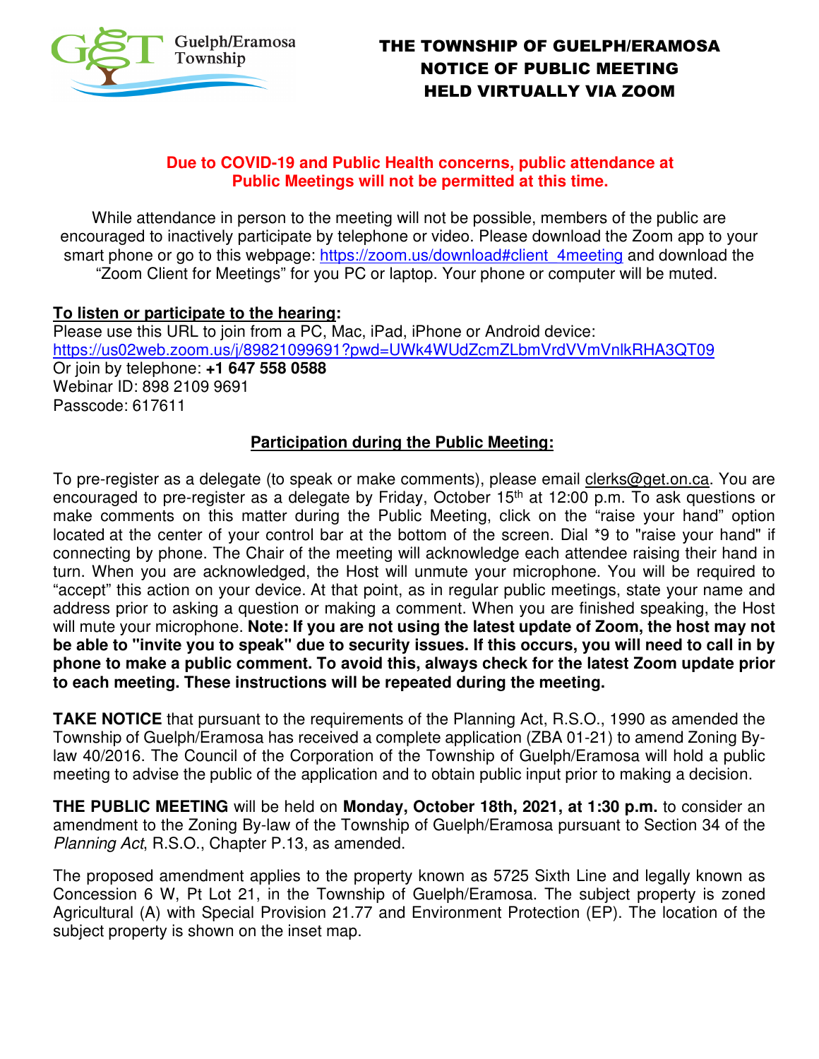Guelph/Eramosa Township

# THE TOWNSHIP OF GUELPH/ERAMOSA NOTICE OF PUBLIC MEETING HELD VIRTUALLY VIA ZOOM

**Due to COVID-19 and Public Health concerns, public attendance at Public Meetings will not be permitted at this time.**

While attendance in person to the meeting will not be possible, members of the public are encouraged to inactively participate by telephone or video. Please download the Zoom app to your smart phone or go to this webpage: https://zoom.us/download#client_4meeting and download the "Zoom Client for Meetings" for you PC or laptop. Your phone or computer will be muted.

**To listen or participate to the hearing:**
Please use this URL to join from a PC, Mac, iPad, iPhone or Android device:
https://us02web.zoom.us/j/89821099691?pwd=UWk4WUdZcmZLbmVrdVVmVnlkRHA3QT09
Or join by telephone: **+1 647 558 0588**
Webinar ID: 898 2109 9691
Passcode: 617611

## Participation during the Public Meeting:

To pre-register as a delegate (to speak or make comments), please email clerks@get.on.ca. You are encouraged to pre-register as a delegate by Friday, October 15th at 12:00 p.m. To ask questions or make comments on this matter during the Public Meeting, click on the "raise your hand" option located at the center of your control bar at the bottom of the screen. Dial *9 to "raise your hand" if connecting by phone. The Chair of the meeting will acknowledge each attendee raising their hand in turn. When you are acknowledged, the Host will unmute your microphone. You will be required to "accept" this action on your device. At that point, as in regular public meetings, state your name and address prior to asking a question or making a comment. When you are finished speaking, the Host will mute your microphone. **Note: If you are not using the latest update of Zoom, the host may not be able to "invite you to speak" due to security issues. If this occurs, you will need to call in by phone to make a public comment. To avoid this, always check for the latest Zoom update prior to each meeting. These instructions will be repeated during the meeting.**

**TAKE NOTICE** that pursuant to the requirements of the Planning Act, R.S.O., 1990 as amended the Township of Guelph/Eramosa has received a complete application (ZBA 01-21) to amend Zoning By-law 40/2016. The Council of the Corporation of the Township of Guelph/Eramosa will hold a public meeting to advise the public of the application and to obtain public input prior to making a decision.

**THE PUBLIC MEETING** will be held on **Monday, October 18th, 2021, at 1:30 p.m.** to consider an amendment to the Zoning By-law of the Township of Guelph/Eramosa pursuant to Section 34 of the *Planning Act*, R.S.O., Chapter P.13, as amended.

The proposed amendment applies to the property known as 5725 Sixth Line and legally known as Concession 6 W, Pt Lot 21, in the Township of Guelph/Eramosa. The subject property is zoned Agricultural (A) with Special Provision 21.77 and Environment Protection (EP). The location of the subject property is shown on the inset map.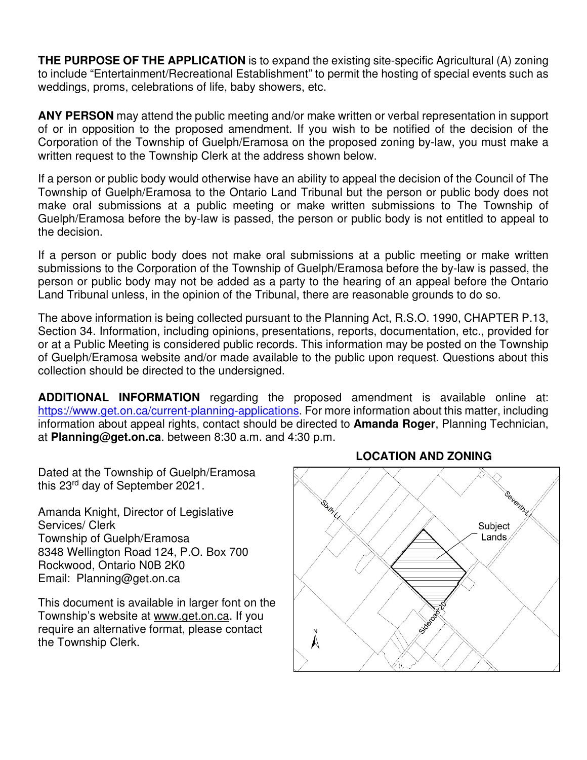**THE PURPOSE OF THE APPLICATION** is to expand the existing site-specific Agricultural (A) zoning to include "Entertainment/Recreational Establishment" to permit the hosting of special events such as weddings, proms, celebrations of life, baby showers, etc.

**ANY PERSON** may attend the public meeting and/or make written or verbal representation in support of or in opposition to the proposed amendment. If you wish to be notified of the decision of the Corporation of the Township of Guelph/Eramosa on the proposed zoning by-law, you must make a written request to the Township Clerk at the address shown below.

If a person or public body would otherwise have an ability to appeal the decision of the Council of The Township of Guelph/Eramosa to the Ontario Land Tribunal but the person or public body does not make oral submissions at a public meeting or make written submissions to The Township of Guelph/Eramosa before the by-law is passed, the person or public body is not entitled to appeal to the decision.

If a person or public body does not make oral submissions at a public meeting or make written submissions to the Corporation of the Township of Guelph/Eramosa before the by-law is passed, the person or public body may not be added as a party to the hearing of an appeal before the Ontario Land Tribunal unless, in the opinion of the Tribunal, there are reasonable grounds to do so.

The above information is being collected pursuant to the Planning Act, R.S.O. 1990, CHAPTER P.13, Section 34. Information, including opinions, presentations, reports, documentation, etc., provided for or at a Public Meeting is considered public records. This information may be posted on the Township of Guelph/Eramosa website and/or made available to the public upon request. Questions about this collection should be directed to the undersigned.

**ADDITIONAL INFORMATION** regarding the proposed amendment is available online at: https://www.get.on.ca/current-planning-applications. For more information about this matter, including information about appeal rights, contact should be directed to **Amanda Roger**, Planning Technician, at **Planning@get.on.ca**. between 8:30 a.m. and 4:30 p.m.

Dated at the Township of Guelph/Eramosa this 23rd day of September 2021.

Amanda Knight, Director of Legislative Services/ Clerk
Township of Guelph/Eramosa
8348 Wellington Road 124, P.O. Box 700
Rockwood, Ontario N0B 2K0
Email: Planning@get.on.ca

This document is available in larger font on the Township's website at www.get.on.ca. If you require an alternative format, please contact the Township Clerk.

**LOCATION AND ZONING**

Sixth Ln
Seventh Ln
Subject Lands
Sideroad 20
N